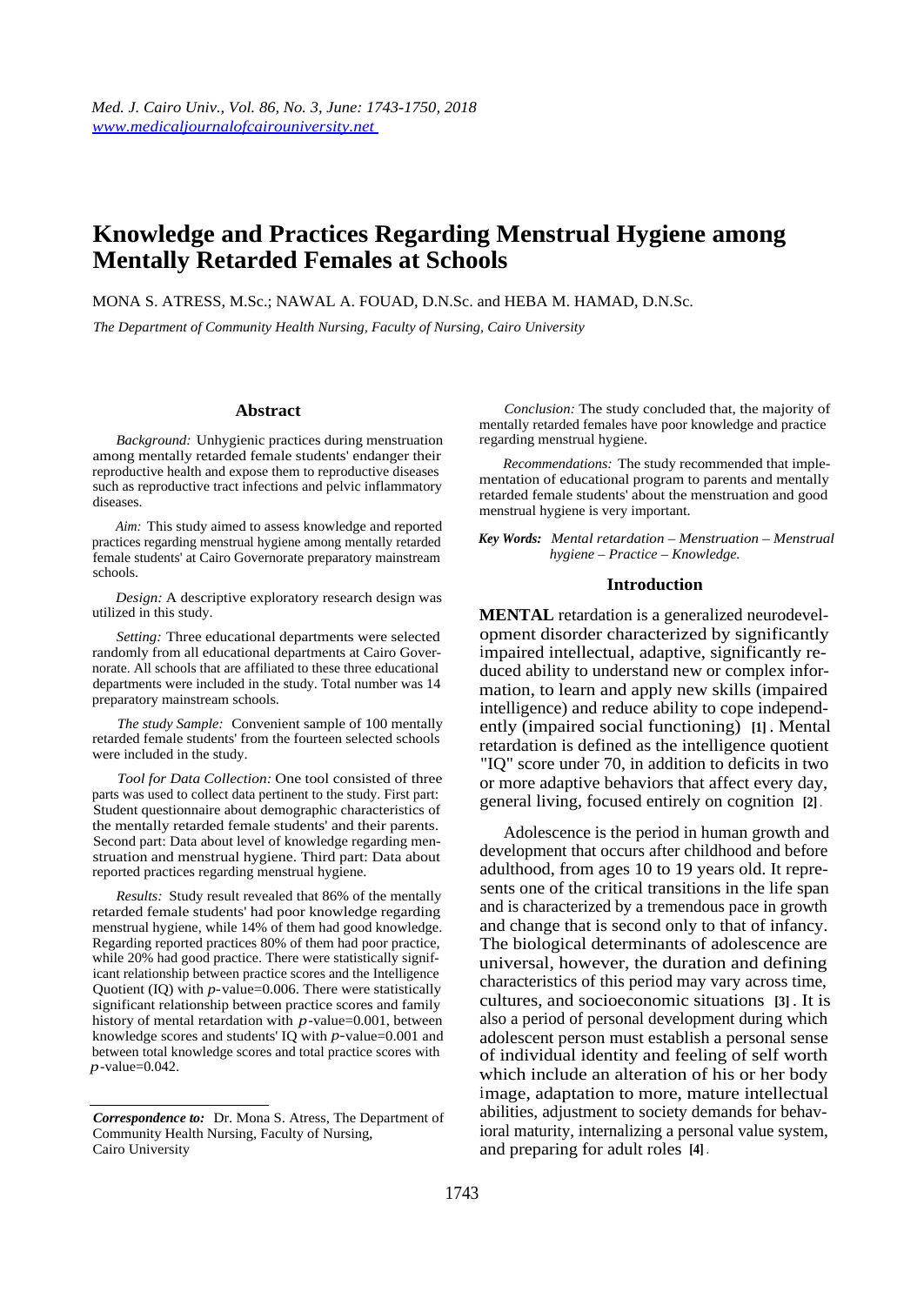# Knowledge and Practices Regarding Menstrual Hygiene among Mentally Retarded Females at Schools

MONA S. ATRESS, M.Sc.; NAWAL A. FOUAD, D.N.Sc. and HEBA M. HAMAD, D.N.Sc.

*The Department of Community Health Nursing, Faculty of Nursing, Cairo University*

## Abstract

*Background:* Unhygienic practices during menstruation among mentally retarded female students' endanger their reproductive health and expose them to reproductive diseases such as reproductive tract infections and pelvic inflammatory diseases.

*Aim:* This study aimed to assess knowledge and reported practices regarding menstrual hygiene among mentally retarded female students' at Cairo Governorate preparatory mainstream schools.

*Design:* A descriptive exploratory research design was utilized in this study.

*Setting:* Three educational departments were selected randomly from all educational departments at Cairo Governorate. All schools that are affiliated to these three educational departments were included in the study. Total number was 14 preparatory mainstream schools.

*The study Sample:* Convenient sample of 100 mentally retarded female students' from the fourteen selected schools were included in the study.

*Tool for Data Collection:* One tool consisted of three parts was used to collect data pertinent to the study. First part: Student questionnaire about demographic characteristics of the mentally retarded female students' and their parents. Second part: Data about level of knowledge regarding menstruation and menstrual hygiene. Third part: Data about reported practices regarding menstrual hygiene.

*Results:* Study result revealed that 86% of the mentally retarded female students' had poor knowledge regarding menstrual hygiene, while 14% of them had good knowledge. Regarding reported practices 80% of them had poor practice, while 20% had good practice. There were statistically significant relationship between practice scores and the Intelligence Quotient (IQ) with $p$-value=0.006. There were statistically significant relationship between practice scores and family history of mental retardation with $p$-value=0.001, between knowledge scores and students' IQ with $p$-value=0.001 and between total knowledge scores and total practice scores with $p$-value=0.042.

*Conclusion:* The study concluded that, the majority of mentally retarded females have poor knowledge and practice regarding menstrual hygiene.

*Recommendations:* The study recommended that implementation of educational program to parents and mentally retarded female students' about the menstruation and good menstrual hygiene is very important.

***Key Words:*** *Mental retardation – Menstruation – Menstrual hygiene – Practice – Knowledge.*

***Correspondence to:*** Dr. Mona S. Atress, The Department of Community Health Nursing, Faculty of Nursing, Cairo University

## Introduction

**MENTAL** retardation is a generalized neurodevelopment disorder characterized by significantly impaired intellectual, adaptive, significantly reduced ability to understand new or complex information, to learn and apply new skills (impaired intelligence) and reduce ability to cope independently (impaired social functioning) [1]. Mental retardation is defined as the intelligence quotient "IQ" score under 70, in addition to deficits in two or more adaptive behaviors that affect every day, general living, focused entirely on cognition [2].

Adolescence is the period in human growth and development that occurs after childhood and before adulthood, from ages 10 to 19 years old. It represents one of the critical transitions in the life span and is characterized by a tremendous pace in growth and change that is second only to that of infancy. The biological determinants of adolescence are universal, however, the duration and defining characteristics of this period may vary across time, cultures, and socioeconomic situations [3]. It is also a period of personal development during which adolescent person must establish a personal sense of individual identity and feeling of self worth which include an alteration of his or her body image, adaptation to more, mature intellectual abilities, adjustment to society demands for behavioral maturity, internalizing a personal value system, and preparing for adult roles [4].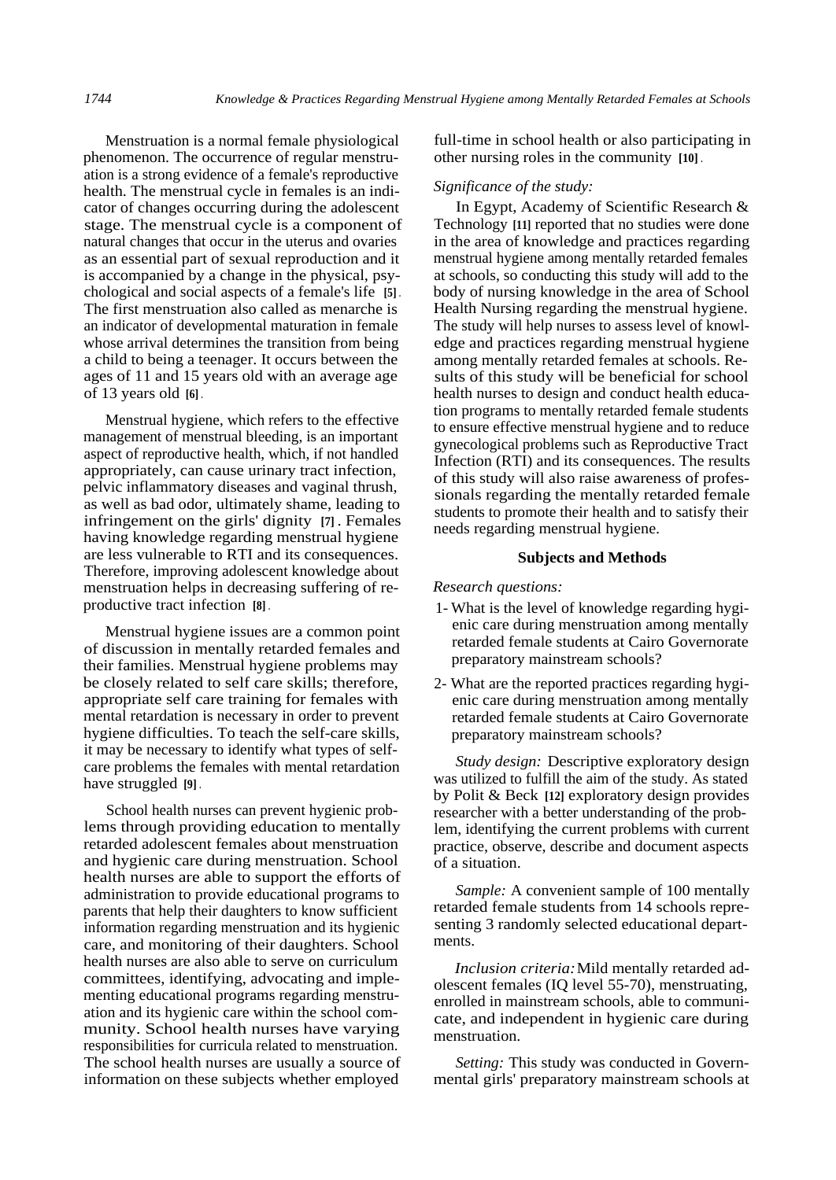Menstruation is a normal female physiological phenomenon. The occurrence of regular menstruation is a strong evidence of a female's reproductive health. The menstrual cycle in females is an indicator of changes occurring during the adolescent stage. The menstrual cycle is a component of natural changes that occur in the uterus and ovaries as an essential part of sexual reproduction and it is accompanied by a change in the physical, psychological and social aspects of a female's life [5]. The first menstruation also called as menarche is an indicator of developmental maturation in female whose arrival determines the transition from being a child to being a teenager. It occurs between the ages of 11 and 15 years old with an average age of 13 years old [6].

Menstrual hygiene, which refers to the effective management of menstrual bleeding, is an important aspect of reproductive health, which, if not handled appropriately, can cause urinary tract infection, pelvic inflammatory diseases and vaginal thrush, as well as bad odor, ultimately shame, leading to infringement on the girls' dignity [7]. Females having knowledge regarding menstrual hygiene are less vulnerable to RTI and its consequences. Therefore, improving adolescent knowledge about menstruation helps in decreasing suffering of reproductive tract infection [8].

Menstrual hygiene issues are a common point of discussion in mentally retarded females and their families. Menstrual hygiene problems may be closely related to self care skills; therefore, appropriate self care training for females with mental retardation is necessary in order to prevent hygiene difficulties. To teach the self-care skills, it may be necessary to identify what types of self-care problems the females with mental retardation have struggled [9].

School health nurses can prevent hygienic problems through providing education to mentally retarded adolescent females about menstruation and hygienic care during menstruation. School health nurses are able to support the efforts of administration to provide educational programs to parents that help their daughters to know sufficient information regarding menstruation and its hygienic care, and monitoring of their daughters. School health nurses are also able to serve on curriculum committees, identifying, advocating and implementing educational programs regarding menstruation and its hygienic care within the school community. School health nurses have varying responsibilities for curricula related to menstruation. The school health nurses are usually a source of information on these subjects whether employed full-time in school health or also participating in other nursing roles in the community [10].

*Significance of the study:*

In Egypt, Academy of Scientific Research & Technology [11] reported that no studies were done in the area of knowledge and practices regarding menstrual hygiene among mentally retarded females at schools, so conducting this study will add to the body of nursing knowledge in the area of School Health Nursing regarding the menstrual hygiene. The study will help nurses to assess level of knowledge and practices regarding menstrual hygiene among mentally retarded females at schools. Results of this study will be beneficial for school health nurses to design and conduct health education programs to mentally retarded female students to ensure effective menstrual hygiene and to reduce gynecological problems such as Reproductive Tract Infection (RTI) and its consequences. The results of this study will also raise awareness of professionals regarding the mentally retarded female students to promote their health and to satisfy their needs regarding menstrual hygiene.

## Subjects and Methods

*Research questions:*

1- What is the level of knowledge regarding hygienic care during menstruation among mentally retarded female students at Cairo Governorate preparatory mainstream schools?

2- What are the reported practices regarding hygienic care during menstruation among mentally retarded female students at Cairo Governorate preparatory mainstream schools?

*Study design:* Descriptive exploratory design was utilized to fulfill the aim of the study. As stated by Polit & Beck [12] exploratory design provides researcher with a better understanding of the problem, identifying the current problems with current practice, observe, describe and document aspects of a situation.

*Sample:* A convenient sample of 100 mentally retarded female students from 14 schools representing 3 randomly selected educational departments.

*Inclusion criteria:* Mild mentally retarded adolescent females (IQ level 55-70), menstruating, enrolled in mainstream schools, able to communicate, and independent in hygienic care during menstruation.

*Setting:* This study was conducted in Governmental girls' preparatory mainstream schools at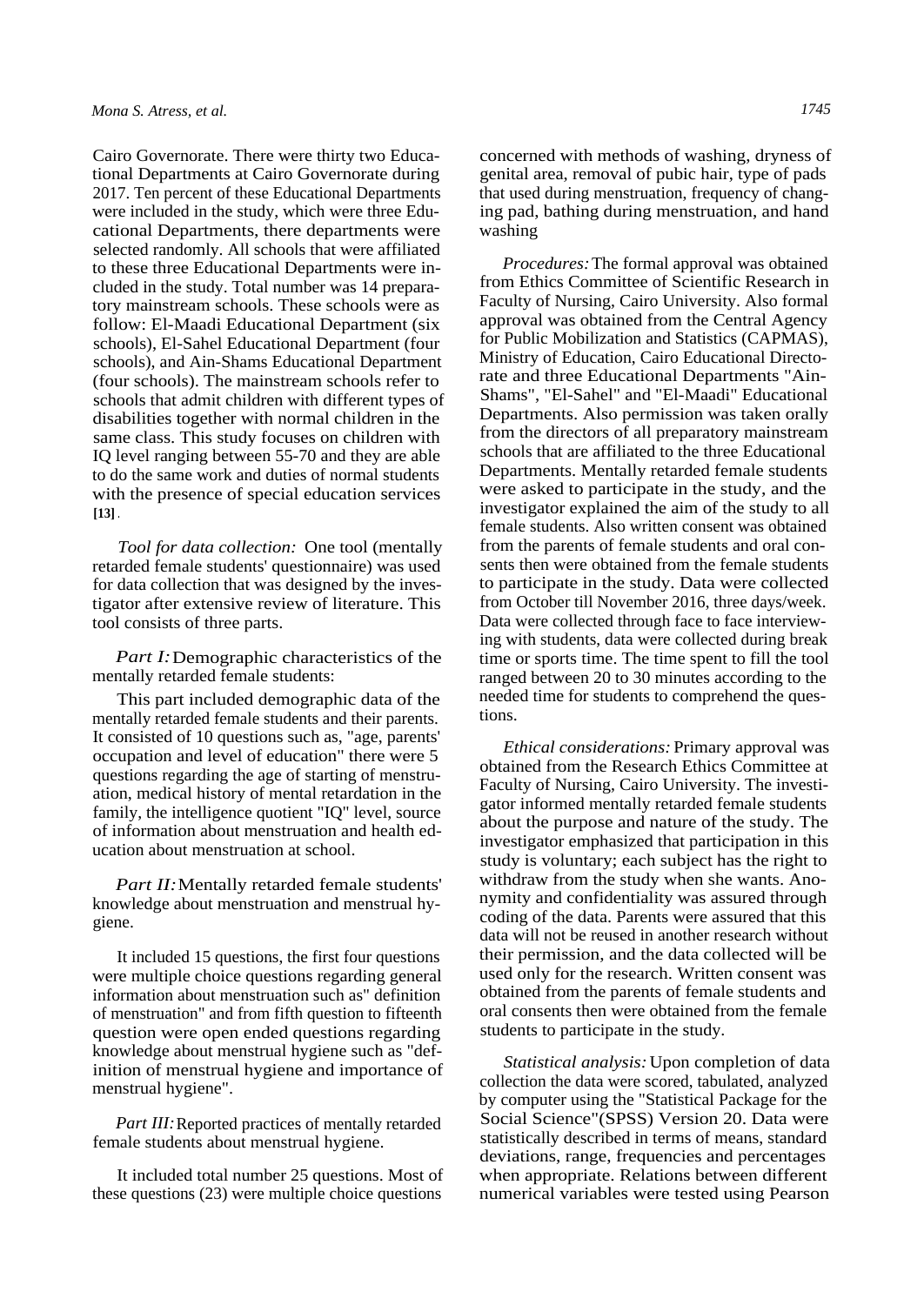Cairo Governorate. There were thirty two Educational Departments at Cairo Governorate during 2017. Ten percent of these Educational Departments were included in the study, which were three Educational Departments, there departments were selected randomly. All schools that were affiliated to these three Educational Departments were included in the study. Total number was 14 preparatory mainstream schools. These schools were as follow: El-Maadi Educational Department (six schools), El-Sahel Educational Department (four schools), and Ain-Shams Educational Department (four schools). The mainstream schools refer to schools that admit children with different types of disabilities together with normal children in the same class. This study focuses on children with IQ level ranging between 55-70 and they are able to do the same work and duties of normal students with the presence of special education services **[13]**.

*Tool for data collection:* One tool (mentally retarded female students' questionnaire) was used for data collection that was designed by the investigator after extensive review of literature. This tool consists of three parts.

*Part I:* Demographic characteristics of the mentally retarded female students:

This part included demographic data of the mentally retarded female students and their parents. It consisted of 10 questions such as, "age, parents' occupation and level of education" there were 5 questions regarding the age of starting of menstruation, medical history of mental retardation in the family, the intelligence quotient "IQ" level, source of information about menstruation and health education about menstruation at school.

*Part II:* Mentally retarded female students' knowledge about menstruation and menstrual hygiene.

It included 15 questions, the first four questions were multiple choice questions regarding general information about menstruation such as" definition of menstruation" and from fifth question to fifteenth question were open ended questions regarding knowledge about menstrual hygiene such as "definition of menstrual hygiene and importance of menstrual hygiene".

*Part III:* Reported practices of mentally retarded female students about menstrual hygiene.

It included total number 25 questions. Most of these questions (23) were multiple choice questions concerned with methods of washing, dryness of genital area, removal of pubic hair, type of pads that used during menstruation, frequency of changing pad, bathing during menstruation, and hand washing

*Procedures:* The formal approval was obtained from Ethics Committee of Scientific Research in Faculty of Nursing, Cairo University. Also formal approval was obtained from the Central Agency for Public Mobilization and Statistics (CAPMAS), Ministry of Education, Cairo Educational Directorate and three Educational Departments "Ain-Shams", "El-Sahel" and "El-Maadi" Educational Departments. Also permission was taken orally from the directors of all preparatory mainstream schools that are affiliated to the three Educational Departments. Mentally retarded female students were asked to participate in the study, and the investigator explained the aim of the study to all female students. Also written consent was obtained from the parents of female students and oral consents then were obtained from the female students to participate in the study. Data were collected from October till November 2016, three days/week. Data were collected through face to face interviewing with students, data were collected during break time or sports time. The time spent to fill the tool ranged between 20 to 30 minutes according to the needed time for students to comprehend the questions.

*Ethical considerations:* Primary approval was obtained from the Research Ethics Committee at Faculty of Nursing, Cairo University. The investigator informed mentally retarded female students about the purpose and nature of the study. The investigator emphasized that participation in this study is voluntary; each subject has the right to withdraw from the study when she wants. Anonymity and confidentiality was assured through coding of the data. Parents were assured that this data will not be reused in another research without their permission, and the data collected will be used only for the research. Written consent was obtained from the parents of female students and oral consents then were obtained from the female students to participate in the study.

*Statistical analysis:* Upon completion of data collection the data were scored, tabulated, analyzed by computer using the "Statistical Package for the Social Science"(SPSS) Version 20. Data were statistically described in terms of means, standard deviations, range, frequencies and percentages when appropriate. Relations between different numerical variables were tested using Pearson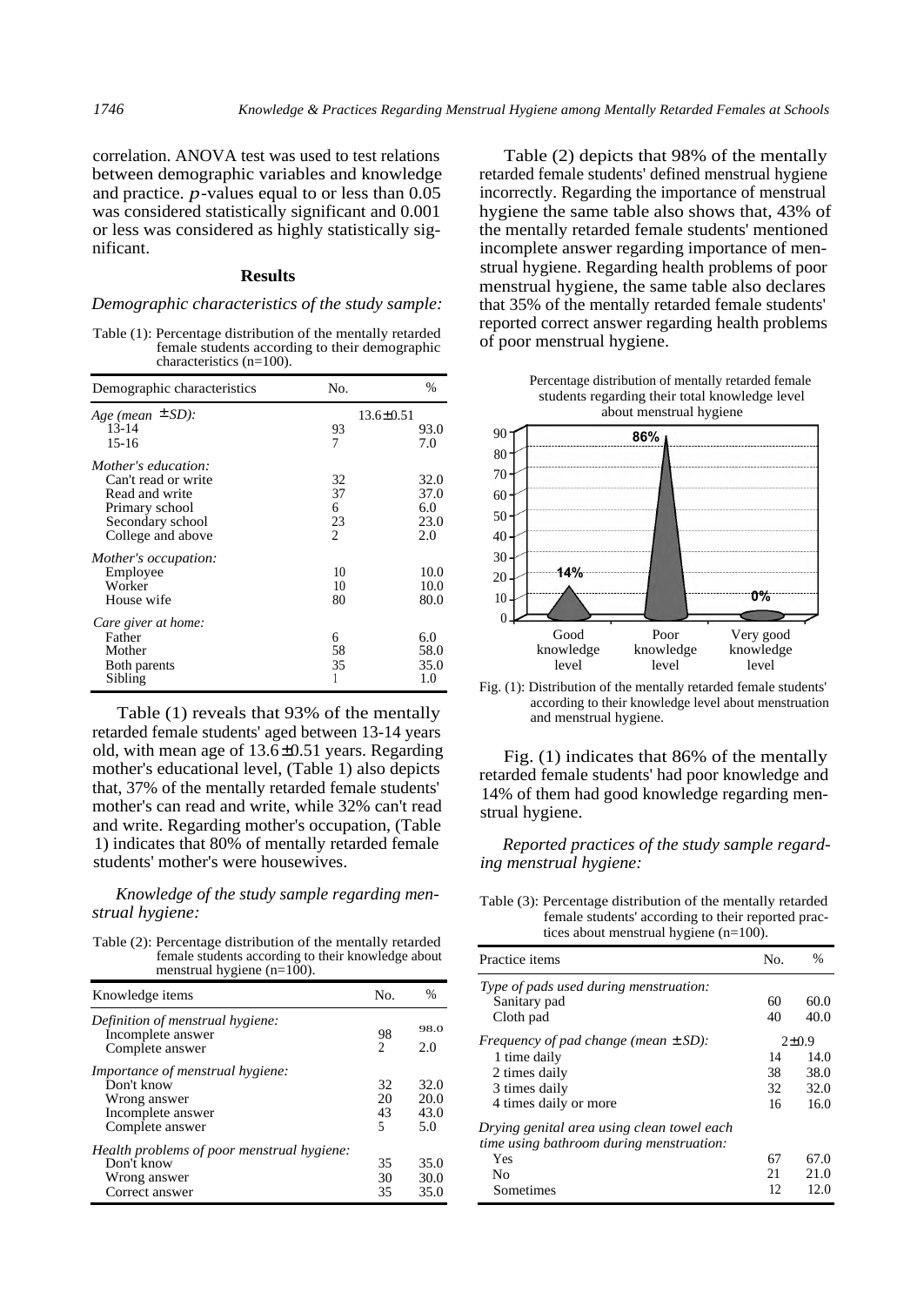correlation. ANOVA test was used to test relations between demographic variables and knowledge and practice. $p$-values equal to or less than 0.05 was considered statistically significant and 0.001 or less was considered as highly statistically significant.

## Results

*Demographic characteristics of the study sample:*

Table (1): Percentage distribution of the mentally retarded female students according to their demographic characteristics (n=100).

| Demographic characteristics | No. | % |
|---|---|---|
| *Age (mean ± SD):* | 13.6±0.51 | |
| 13-14 | 93 | 93.0 |
| 15-16 | 7 | 7.0 |
| *Mother's education:* | | |
| Can't read or write | 32 | 32.0 |
| Read and write | 37 | 37.0 |
| Primary school | 6 | 6.0 |
| Secondary school | 23 | 23.0 |
| College and above | 2 | 2.0 |
| *Mother's occupation:* | | |
| Employee | 10 | 10.0 |
| Worker | 10 | 10.0 |
| House wife | 80 | 80.0 |
| *Care giver at home:* | | |
| Father | 6 | 6.0 |
| Mother | 58 | 58.0 |
| Both parents | 35 | 35.0 |
| Sibling | 1 | 1.0 |

Table (1) reveals that 93% of the mentally retarded female students' aged between 13-14 years old, with mean age of 13.6±0.51 years. Regarding mother's educational level, (Table 1) also depicts that, 37% of the mentally retarded female students' mother's can read and write, while 32% can't read and write. Regarding mother's occupation, (Table 1) indicates that 80% of mentally retarded female students' mother's were housewives.

*Knowledge of the study sample regarding menstrual hygiene:*

Table (2): Percentage distribution of the mentally retarded female students according to their knowledge about menstrual hygiene (n=100).

| Knowledge items | No. | % |
|---|---|---|
| *Definition of menstrual hygiene:* | | |
| Incomplete answer | 98 | 98.0 |
| Complete answer | 2 | 2.0 |
| *Importance of menstrual hygiene:* | | |
| Don't know | 32 | 32.0 |
| Wrong answer | 20 | 20.0 |
| Incomplete answer | 43 | 43.0 |
| Complete answer | 5 | 5.0 |
| *Health problems of poor menstrual hygiene:* | | |
| Don't know | 35 | 35.0 |
| Wrong answer | 30 | 30.0 |
| Correct answer | 35 | 35.0 |

Table (2) depicts that 98% of the mentally retarded female students' defined menstrual hygiene incorrectly. Regarding the importance of menstrual hygiene the same table also shows that, 43% of the mentally retarded female students' mentioned incomplete answer regarding importance of menstrual hygiene. Regarding health problems of poor menstrual hygiene, the same table also declares that 35% of the mentally retarded female students' reported correct answer regarding health problems of poor menstrual hygiene.

Percentage distribution of mentally retarded female students regarding their total knowledge level about menstrual hygiene

| Knowledge level | % |
|---|---|
| Good knowledge level | 14% |
| Poor knowledge level | 86% |
| Very good knowledge level | 0% |

Fig. (1): Distribution of the mentally retarded female students' according to their knowledge level about menstruation and menstrual hygiene.

Fig. (1) indicates that 86% of the mentally retarded female students' had poor knowledge and 14% of them had good knowledge regarding menstrual hygiene.

*Reported practices of the study sample regarding menstrual hygiene:*

Table (3): Percentage distribution of the mentally retarded female students' according to their reported practices about menstrual hygiene (n=100).

| Practice items | No. | % |
|---|---|---|
| *Type of pads used during menstruation:* | | |
| Sanitary pad | 60 | 60.0 |
| Cloth pad | 40 | 40.0 |
| *Frequency of pad change (mean ± SD):* | 2±0.9 | |
| 1 time daily | 14 | 14.0 |
| 2 times daily | 38 | 38.0 |
| 3 times daily | 32 | 32.0 |
| 4 times daily or more | 16 | 16.0 |
| *Drying genital area using clean towel each time using bathroom during menstruation:* | | |
| Yes | 67 | 67.0 |
| No | 21 | 21.0 |
| Sometimes | 12 | 12.0 |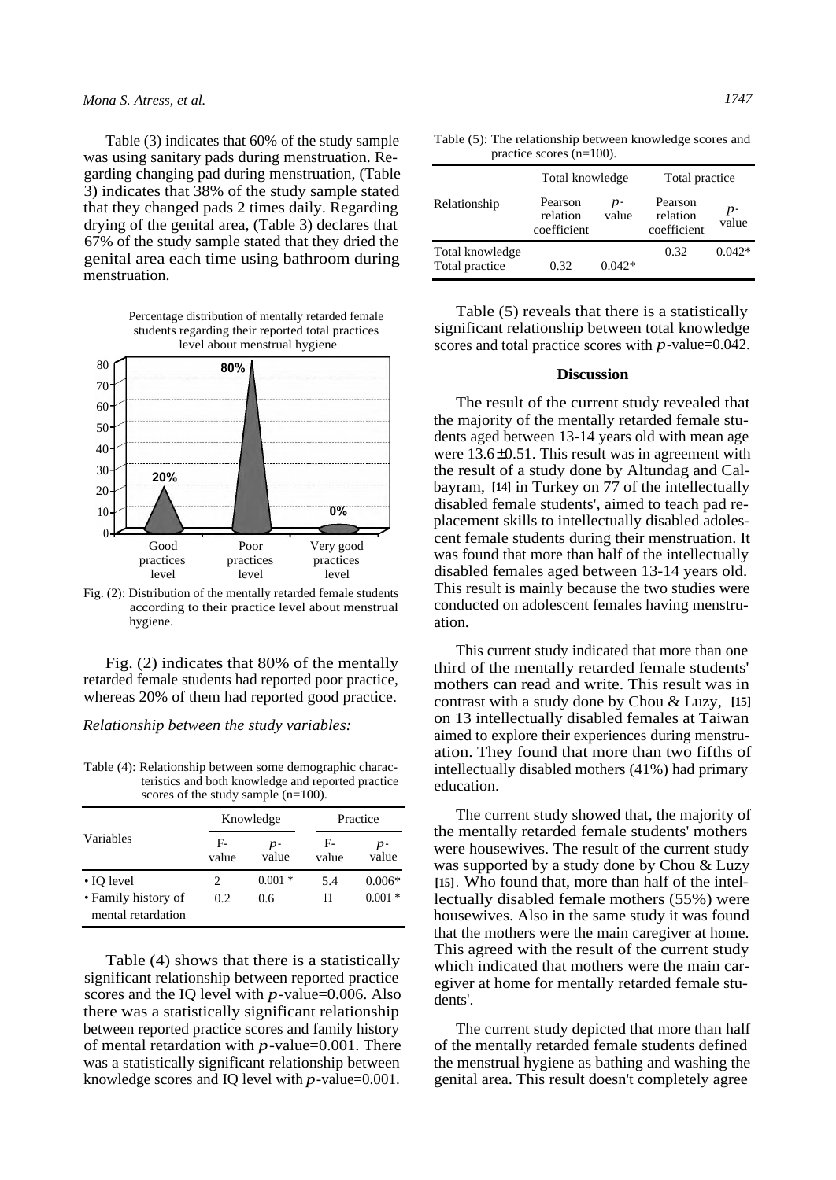Table (3) indicates that 60% of the study sample was using sanitary pads during menstruation. Regarding changing pad during menstruation, (Table 3) indicates that 38% of the study sample stated that they changed pads 2 times daily. Regarding drying of the genital area, (Table 3) declares that 67% of the study sample stated that they dried the genital area each time using bathroom during menstruation.

Percentage distribution of mentally retarded female students regarding their reported total practices level about menstrual hygiene

Fig. (2): Distribution of the mentally retarded female students according to their practice level about menstrual hygiene.

Fig. (2) indicates that 80% of the mentally retarded female students had reported poor practice, whereas 20% of them had reported good practice.

*Relationship between the study variables:*

Table (4): Relationship between some demographic characteristics and both knowledge and reported practice scores of the study sample (n=100).

| Variables | Knowledge | | Practice | |
|---|---|---|---|---|
| | F-value | p-value | F-value | p-value |
| • IQ level | 2 | 0.001 * | 5.4 | 0.006* |
| • Family history of mental retardation | 0.2 | 0.6 | 11 | 0.001 * |

Table (4) shows that there is a statistically significant relationship between reported practice scores and the IQ level with $p$-value=0.006. Also there was a statistically significant relationship between reported practice scores and family history of mental retardation with $p$-value=0.001. There was a statistically significant relationship between knowledge scores and IQ level with $p$-value=0.001.

Table (5): The relationship between knowledge scores and practice scores (n=100).

| Relationship | Total knowledge | | Total practice | |
|---|---|---|---|---|
| | Pearson relation coefficient | p-value | Pearson relation coefficient | p-value |
| Total knowledge | | | 0.32 | 0.042* |
| Total practice | 0.32 | 0.042* | | |

Table (5) reveals that there is a statistically significant relationship between total knowledge scores and total practice scores with $p$-value=0.042.

## Discussion

The result of the current study revealed that the majority of the mentally retarded female students aged between 13-14 years old with mean age were 13.6±0.51. This result was in agreement with the result of a study done by Altundag and Calbayram, [14] in Turkey on 77 of the intellectually disabled female students', aimed to teach pad replacement skills to intellectually disabled adolescent female students during their menstruation. It was found that more than half of the intellectually disabled females aged between 13-14 years old. This result is mainly because the two studies were conducted on adolescent females having menstruation.

This current study indicated that more than one third of the mentally retarded female students' mothers can read and write. This result was in contrast with a study done by Chou & Luzy, [15] on 13 intellectually disabled females at Taiwan aimed to explore their experiences during menstruation. They found that more than two fifths of intellectually disabled mothers (41%) had primary education.

The current study showed that, the majority of the mentally retarded female students' mothers were housewives. The result of the current study was supported by a study done by Chou & Luzy [15]. Who found that, more than half of the intellectually disabled female mothers (55%) were housewives. Also in the same study it was found that the mothers were the main caregiver at home. This agreed with the result of the current study which indicated that mothers were the main caregiver at home for mentally retarded female students'.

The current study depicted that more than half of the mentally retarded female students defined the menstrual hygiene as bathing and washing the genital area. This result doesn't completely agree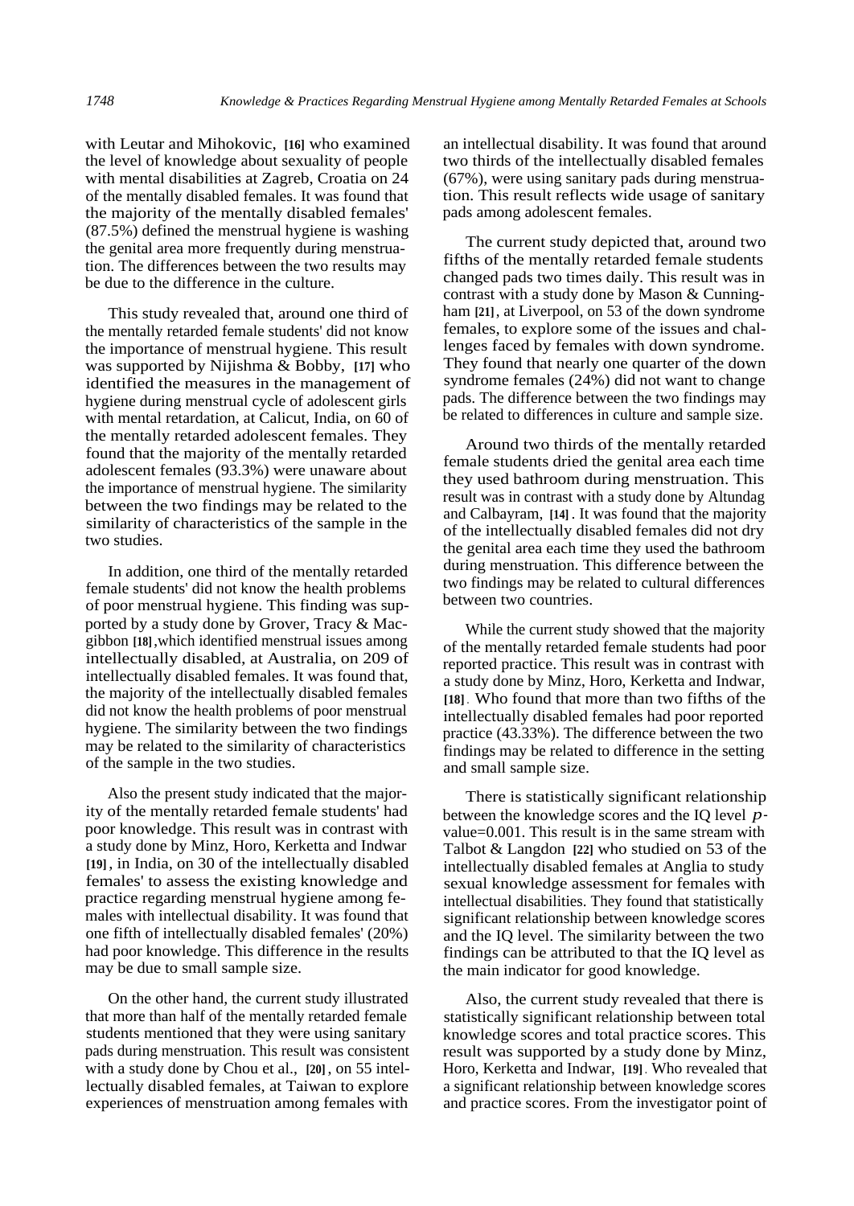with Leutar and Mihokovic, [16] who examined the level of knowledge about sexuality of people with mental disabilities at Zagreb, Croatia on 24 of the mentally disabled females. It was found that the majority of the mentally disabled females' (87.5%) defined the menstrual hygiene is washing the genital area more frequently during menstruation. The differences between the two results may be due to the difference in the culture.

This study revealed that, around one third of the mentally retarded female students' did not know the importance of menstrual hygiene. This result was supported by Nijishma & Bobby, [17] who identified the measures in the management of hygiene during menstrual cycle of adolescent girls with mental retardation, at Calicut, India, on 60 of the mentally retarded adolescent females. They found that the majority of the mentally retarded adolescent females (93.3%) were unaware about the importance of menstrual hygiene. The similarity between the two findings may be related to the similarity of characteristics of the sample in the two studies.

In addition, one third of the mentally retarded female students' did not know the health problems of poor menstrual hygiene. This finding was supported by a study done by Grover, Tracy & Macgibbon [18],which identified menstrual issues among intellectually disabled, at Australia, on 209 of intellectually disabled females. It was found that, the majority of the intellectually disabled females did not know the health problems of poor menstrual hygiene. The similarity between the two findings may be related to the similarity of characteristics of the sample in the two studies.

Also the present study indicated that the majority of the mentally retarded female students' had poor knowledge. This result was in contrast with a study done by Minz, Horo, Kerketta and Indwar [19], in India, on 30 of the intellectually disabled females' to assess the existing knowledge and practice regarding menstrual hygiene among females with intellectual disability. It was found that one fifth of intellectually disabled females' (20%) had poor knowledge. This difference in the results may be due to small sample size.

On the other hand, the current study illustrated that more than half of the mentally retarded female students mentioned that they were using sanitary pads during menstruation. This result was consistent with a study done by Chou et al., [20], on 55 intellectually disabled females, at Taiwan to explore experiences of menstruation among females with an intellectual disability. It was found that around two thirds of the intellectually disabled females (67%), were using sanitary pads during menstruation. This result reflects wide usage of sanitary pads among adolescent females.

The current study depicted that, around two fifths of the mentally retarded female students changed pads two times daily. This result was in contrast with a study done by Mason & Cunningham [21], at Liverpool, on 53 of the down syndrome females, to explore some of the issues and challenges faced by females with down syndrome. They found that nearly one quarter of the down syndrome females (24%) did not want to change pads. The difference between the two findings may be related to differences in culture and sample size.

Around two thirds of the mentally retarded female students dried the genital area each time they used bathroom during menstruation. This result was in contrast with a study done by Altundag and Calbayram, [14]. It was found that the majority of the intellectually disabled females did not dry the genital area each time they used the bathroom during menstruation. This difference between the two findings may be related to cultural differences between two countries.

While the current study showed that the majority of the mentally retarded female students had poor reported practice. This result was in contrast with a study done by Minz, Horo, Kerketta and Indwar, [18]. Who found that more than two fifths of the intellectually disabled females had poor reported practice (43.33%). The difference between the two findings may be related to difference in the setting and small sample size.

There is statistically significant relationship between the knowledge scores and the IQ level $p$-value=0.001. This result is in the same stream with Talbot & Langdon [22] who studied on 53 of the intellectually disabled females at Anglia to study sexual knowledge assessment for females with intellectual disabilities. They found that statistically significant relationship between knowledge scores and the IQ level. The similarity between the two findings can be attributed to that the IQ level as the main indicator for good knowledge.

Also, the current study revealed that there is statistically significant relationship between total knowledge scores and total practice scores. This result was supported by a study done by Minz, Horo, Kerketta and Indwar, [19]. Who revealed that a significant relationship between knowledge scores and practice scores. From the investigator point of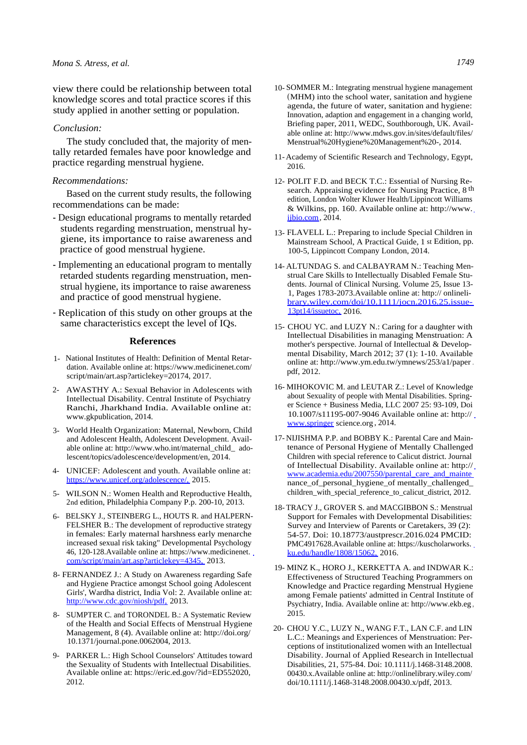view there could be relationship between total knowledge scores and total practice scores if this study applied in another setting or population.

*Conclusion:*

The study concluded that, the majority of mentally retarded females have poor knowledge and practice regarding menstrual hygiene.

*Recommendations:*

Based on the current study results, the following recommendations can be made:

- Design educational programs to mentally retarded students regarding menstruation, menstrual hygiene, its importance to raise awareness and practice of good menstrual hygiene.
- Implementing an educational program to mentally retarded students regarding menstruation, menstrual hygiene, its importance to raise awareness and practice of good menstrual hygiene.
- Replication of this study on other groups at the same characteristics except the level of IQs.

## References

1- National Institutes of Health: Definition of Mental Retardation. Available online at: https://www.medicinenet.com/script/main/art.asp?articlekey=20174, 2017.

2- AWASTHY A.: Sexual Behavior in Adolescents with Intellectual Disability. Central Institute of Psychiatry Ranchi, Jharkhand India. Available online at: www.gkpublication, 2014.

3- World Health Organization: Maternal, Newborn, Child and Adolescent Health, Adolescent Development. Available online at: http://www.who.int/maternal_child_ adolescent/topics/adolescence/development/en, 2014.

4- UNICEF: Adolescent and youth. Available online at: https://www.unicef.org/adolescence/, 2015.

5- WILSON N.: Women Health and Reproductive Health, 2nd edition, Philadelphia Company P.p. 200-10, 2013.

6- BELSKY J., STEINBERG L., HOUTS R. and HALPERN-FELSHER B.: The development of reproductive strategy in females: Early maternal harshness early menarche increased sexual risk taking" Developmental Psychology 46, 120-128.Available online at: https://www.medicinenet.com/script/main/art.asp?articlekey=4345, 2013.

8- FERNANDEZ J.: A Study on Awareness regarding Safe and Hygiene Practice amongst School going Adolescent Girls', Wardha district, India Vol: 2. Available online at: http://www.cdc.gov/niosh/pdf, 2013.

8- SUMPTER C. and TORONDEL B.: A Systematic Review of the Health and Social Effects of Menstrual Hygiene Management, 8 (4). Available online at: http://doi.org/10.1371/journal.pone.0062004, 2013.

9- PARKER L.: High School Counselors' Attitudes toward the Sexuality of Students with Intellectual Disabilities. Available online at: https://eric.ed.gov/?id=ED552020, 2012.

10- SOMMER M.: Integrating menstrual hygiene management (MHM) into the school water, sanitation and hygiene agenda, the future of water, sanitation and hygiene: Innovation, adaption and engagement in a changing world, Briefing paper, 2011, WEDC, Southborough, UK. Available online at: http://www.mdws.gov.in/sites/default/files/Menstrual%20Hygiene%20Management%20-, 2014.

11- Academy of Scientific Research and Technology, Egypt, 2016.

12- POLIT F.D. and BECK T.C.: Essential of Nursing Research. Appraising evidence for Nursing Practice, 8 th edition, London Wolter Kluwer Health/Lippincott Williams & Wilkins, pp. 160. Available online at: http://www.ijbio.com, 2014.

13- FLAVELL L.: Preparing to include Special Children in Mainstream School, A Practical Guide, 1 st Edition, pp. 100-5, Lippincott Company London, 2014.

14- ALTUNDAG S. and CALBAYRAM N.: Teaching Menstrual Care Skills to Intellectually Disabled Female Students. Journal of Clinical Nursing. Volume 25, Issue 13-1, Pages 1783-2073.Available online at: http:// onlinelibrary.wiley.com/doi/10.1111/jocn.2016.25.issue-13pt14/issuetoc, 2016.

15- CHOU YC. and LUZY N.: Caring for a daughter with Intellectual Disabilities in managing Menstruation: A mother's perspective. Journal of Intellectual & Developmental Disability, March 2012; 37 (1): 1-10. Available online at: http://www.ym.edu.tw/ymnews/253/a1/paper.pdf, 2012.

16- MIHOKOVIC M. and LEUTAR Z.: Level of Knowledge about Sexuality of people with Mental Disabilities. Springer Science + Business Media, LLC 2007 25: 93-109, Doi 10.1007/s11195-007-9046 Available online at: http://www.springer science.org, 2014.

17- NIJISHMA P.P. and BOBBY K.: Parental Care and Maintenance of Personal Hygiene of Mentally Challenged Children with special reference to Calicut district. Journal of Intellectual Disability. Available online at: http://www.academia.edu/2007550/parental_care_and_maintenance_of_personal_hygiene_of mentally_challenged_children_with_special_reference_to_calicut_district, 2012.

18- TRACY J., GROVER S. and MACGIBBON S.: Menstrual Support for Females with Developmental Disabilities: Survey and Interview of Parents or Caretakers, 39 (2): 54-57. Doi: 10.18773/austprescr.2016.024 PMCID: PMC4917628.Available online at: https://kuscholarworks.ku.edu/handle/1808/15062, 2016.

19- MINZ K., HORO J., KERKETTA A. and INDWAR K.: Effectiveness of Structured Teaching Programmers on Knowledge and Practice regarding Menstrual Hygiene among Female patients' admitted in Central Institute of Psychiatry, India. Available online at: http://www.ekb.eg, 2015.

20- CHOU Y.C., LUZY N., WANG F.T., LAN C.F. and LIN L.C.: Meanings and Experiences of Menstruation: Perceptions of institutionalized women with an Intellectual Disability. Journal of Applied Research in Intellectual Disabilities, 21, 575-84. Doi: 10.1111/j.1468-3148.2008.00430.x.Available online at: http://onlinelibrary.wiley.com/doi/10.1111/j.1468-3148.2008.00430.x/pdf, 2013.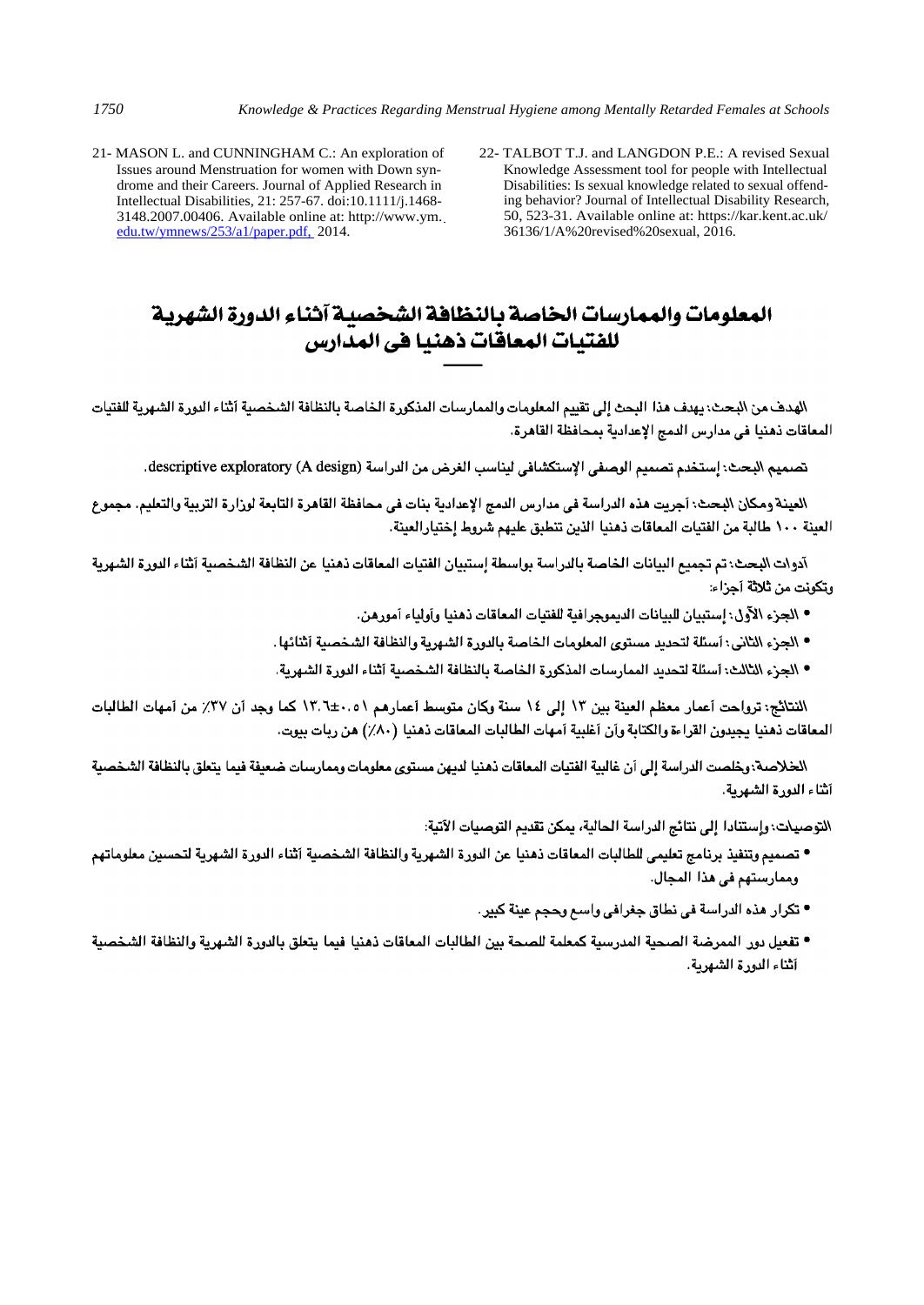21- MASON L. and CUNNINGHAM C.: An exploration of Issues around Menstruation for women with Down syndrome and their Careers. Journal of Applied Research in Intellectual Disabilities, 21: 257-67. doi:10.1111/j.1468-3148.2007.00406. Available online at: http://www.ym.edu.tw/ymnews/253/a1/paper.pdf, 2014.

22- TALBOT T.J. and LANGDON P.E.: A revised Sexual Knowledge Assessment tool for people with Intellectual Disabilities: Is sexual knowledge related to sexual offending behavior? Journal of Intellectual Disability Research, 50, 523-31. Available online at: https://kar.kent.ac.uk/36136/1/A%20revised%20sexual, 2016.

# المعلومات والممارسات الخاصة بالنظافة الشخصية آثناء الدورة الشهرية للفتيات المعاقات ذهنيا فى المدارس

الهدف من البحث: يهدف هذا البحث إلى تقييم المعلومات والممارسات المذكورة الخاصة بالنظافة الشخصية آثناء الدورة الشهرية للفتيات المعاقات ذهنيا فى مدارس الدمج الإعدادية بمحافظة القاهرة.

تصميم البحث: إستخدم تصميم الوصفى الإستكشافى ليناسب الغرض من الدراسة (descriptive exploratory (A design.

العينة ومكان البحث: آجريت هذه الدراسة فى مدارس الدمج الإعدادية بنات فى محافظة القاهرة التابعة لوزارة التربية والتعليم. مجموع العينة ١٠٠ طالبة من الفتيات المعاقات ذهنيا الذين تنطبق عليهم شروط إختيارالعينة.

آدوات البحث: تم تجميع البيانات الخاصة بالدراسة بواسطة إستبيان الفتيات المعاقات ذهنيا عن النظافة الشخصية آثناء الدورة الشهرية وتكونت من ثلاثة آجزاء:

- الجزء الآول: إستبيان للبيانات الديموجرافية للفتيات المعاقات ذهنيا وآولياء آمورهن.
- الجزء الثانى: آسئلة لتحديد مستوى المعلومات الخاصة بالدورة الشهرية والنظافة الشخصية آثنائها.
- الجزء الثالث: آسئلة لتحديد الممارسات المذكورة الخاصة بالنظافة الشخصية آثناء الدورة الشهرية.

النتائج: تروآحت آعمار معظم العينة بين ١٣ إلى ١٤ سنة وكان متوسط آعمارهم ١٣.٦±٠.٥١ كما وجد آن ٣٧٪ من آمهات الطالبات المعاقات ذهنيا يجيدون القراءة والكتابة وآن آغلبية آمهات الطالبات المعاقات ذهنيا (٨٠٪) هن ربات بيوت.

الخلاصة: وخلصت الدراسة إلى آن غالبية الفتيات المعاقات ذهنيا لديهن مستوى معلومات وممارسات ضعيفة فيما يتعلق بالنظافة الشخصية آثناء الدورة الشهرية.

التوصيات: وإستنادا إلى نتائج الدراسة الحالية، يمكن تقديم التوصيات الآتية:

- تصميم وتنفيذ برنامج تعليمى للطالبات المعاقات ذهنيا عن الدورة الشهرية والنظافة الشخصية آثناء الدورة الشهرية لتحسين معلوماتهم وممارستهم فى هذا المجال.
- تكرار هذه الدراسة فى نطاق جغرافى واسع وحجم عينة كبير.
- تفعيل دور الممرضة الصحية المدرسية كمعلمة للصحة بين الطالبات المعاقات ذهنيا فيما يتعلق بالدورة الشهرية والنظافة الشخصية آثناء الدورة الشهرية.